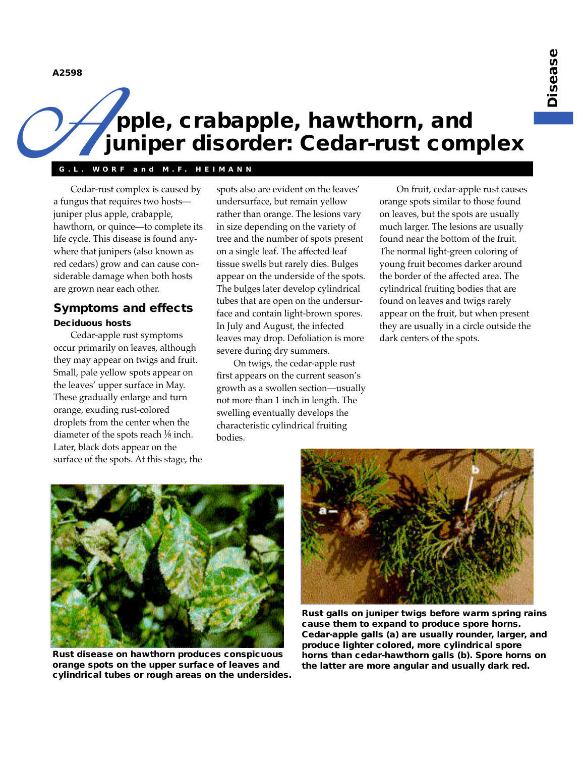A2598

# Apple, crabapple, hawthorn, and juniper disorder: Cedar-rust complex

G.L. WORF and M.F. HEIMANN

Cedar-rust complex is caused by a fungus that requires two hosts—juniper plus apple, crabapple, hawthorn, or quince—to complete its life cycle. This disease is found anywhere that junipers (also known as red cedars) grow and can cause considerable damage when both hosts are grown near each other.

## Symptoms and effects

### Deciduous hosts

Cedar-apple rust symptoms occur primarily on leaves, although they may appear on twigs and fruit. Small, pale yellow spots appear on the leaves' upper surface in May. These gradually enlarge and turn orange, exuding rust-colored droplets from the center when the diameter of the spots reach ⅛ inch. Later, black dots appear on the surface of the spots. At this stage, the spots also are evident on the leaves' undersurface, but remain yellow rather than orange. The lesions vary in size depending on the variety of tree and the number of spots present on a single leaf. The affected leaf tissue swells but rarely dies. Bulges appear on the underside of the spots. The bulges later develop cylindrical tubes that are open on the undersurface and contain light-brown spores. In July and August, the infected leaves may drop. Defoliation is more severe during dry summers.

On twigs, the cedar-apple rust first appears on the current season's growth as a swollen section—usually not more than 1 inch in length. The swelling eventually develops the characteristic cylindrical fruiting bodies.

On fruit, cedar-apple rust causes orange spots similar to those found on leaves, but the spots are usually much larger. The lesions are usually found near the bottom of the fruit. The normal light-green coloring of young fruit becomes darker around the border of the affected area. The cylindrical fruiting bodies that are found on leaves and twigs rarely appear on the fruit, but when present they are usually in a circle outside the dark centers of the spots.

**Rust disease on hawthorn produces conspicuous orange spots on the upper surface of leaves and cylindrical tubes or rough areas on the undersides.**

**Rust galls on juniper twigs before warm spring rains cause them to expand to produce spore horns. Cedar-apple galls (a) are usually rounder, larger, and produce lighter colored, more cylindrical spore horns than cedar-hawthorn galls (b). Spore horns on the latter are more angular and usually dark red.**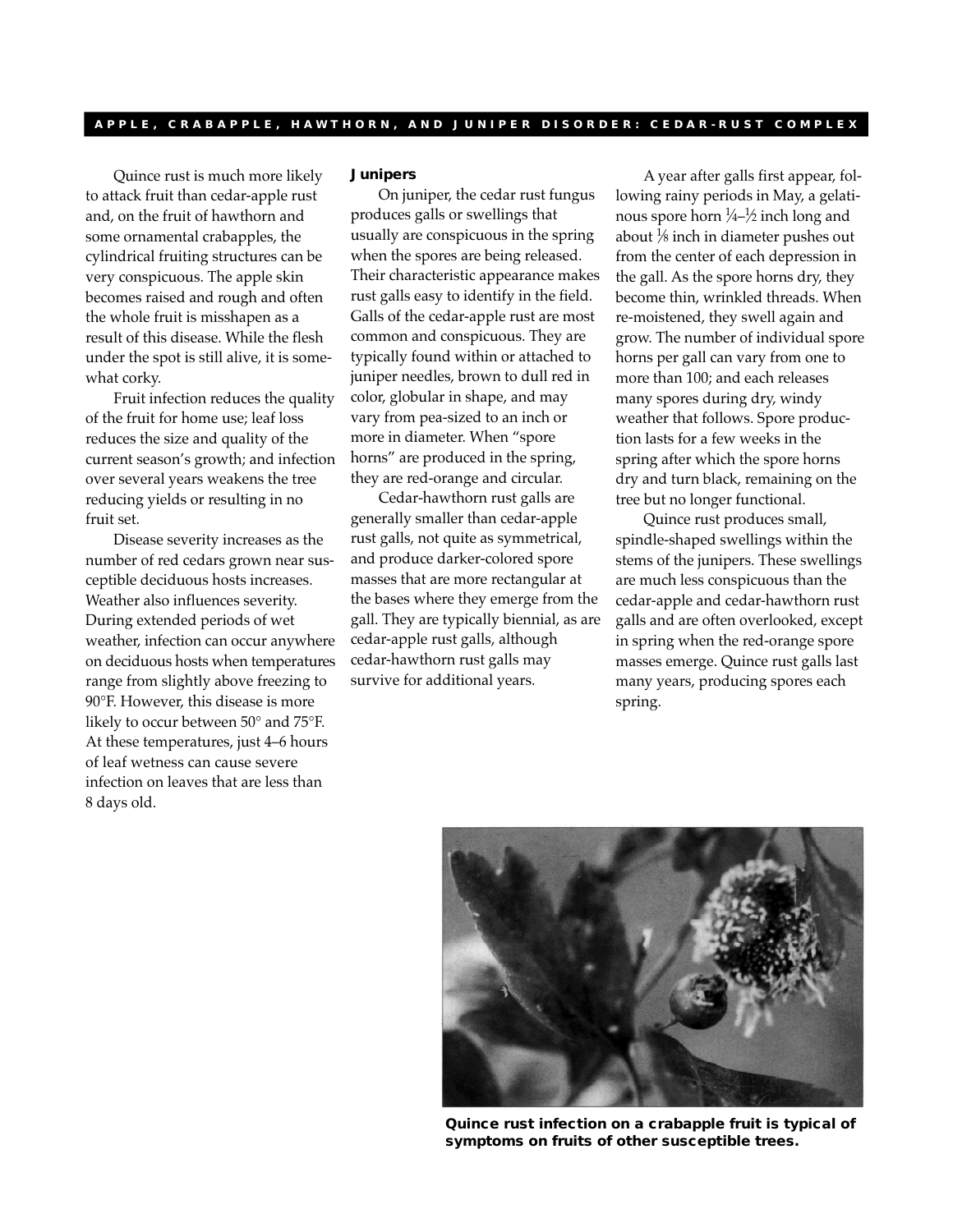Quince rust is much more likely to attack fruit than cedar-apple rust and, on the fruit of hawthorn and some ornamental crabapples, the cylindrical fruiting structures can be very conspicuous. The apple skin becomes raised and rough and often the whole fruit is misshapen as a result of this disease. While the flesh under the spot is still alive, it is somewhat corky.

Fruit infection reduces the quality of the fruit for home use; leaf loss reduces the size and quality of the current season's growth; and infection over several years weakens the tree reducing yields or resulting in no fruit set.

Disease severity increases as the number of red cedars grown near susceptible deciduous hosts increases. Weather also influences severity. During extended periods of wet weather, infection can occur anywhere on deciduous hosts when temperatures range from slightly above freezing to 90°F. However, this disease is more likely to occur between 50° and 75°F. At these temperatures, just 4–6 hours of leaf wetness can cause severe infection on leaves that are less than 8 days old.

### Junipers

On juniper, the cedar rust fungus produces galls or swellings that usually are conspicuous in the spring when the spores are being released. Their characteristic appearance makes rust galls easy to identify in the field. Galls of the cedar-apple rust are most common and conspicuous. They are typically found within or attached to juniper needles, brown to dull red in color, globular in shape, and may vary from pea-sized to an inch or more in diameter. When "spore horns" are produced in the spring, they are red-orange and circular.

Cedar-hawthorn rust galls are generally smaller than cedar-apple rust galls, not quite as symmetrical, and produce darker-colored spore masses that are more rectangular at the bases where they emerge from the gall. They are typically biennial, as are cedar-apple rust galls, although cedar-hawthorn rust galls may survive for additional years.

A year after galls first appear, following rainy periods in May, a gelatinous spore horn ¼–½ inch long and about ⅛ inch in diameter pushes out from the center of each depression in the gall. As the spore horns dry, they become thin, wrinkled threads. When re-moistened, they swell again and grow. The number of individual spore horns per gall can vary from one to more than 100; and each releases many spores during dry, windy weather that follows. Spore production lasts for a few weeks in the spring after which the spore horns dry and turn black, remaining on the tree but no longer functional.

Quince rust produces small, spindle-shaped swellings within the stems of the junipers. These swellings are much less conspicuous than the cedar-apple and cedar-hawthorn rust galls and are often overlooked, except in spring when the red-orange spore masses emerge. Quince rust galls last many years, producing spores each spring.

**Quince rust infection on a crabapple fruit is typical of symptoms on fruits of other susceptible trees.**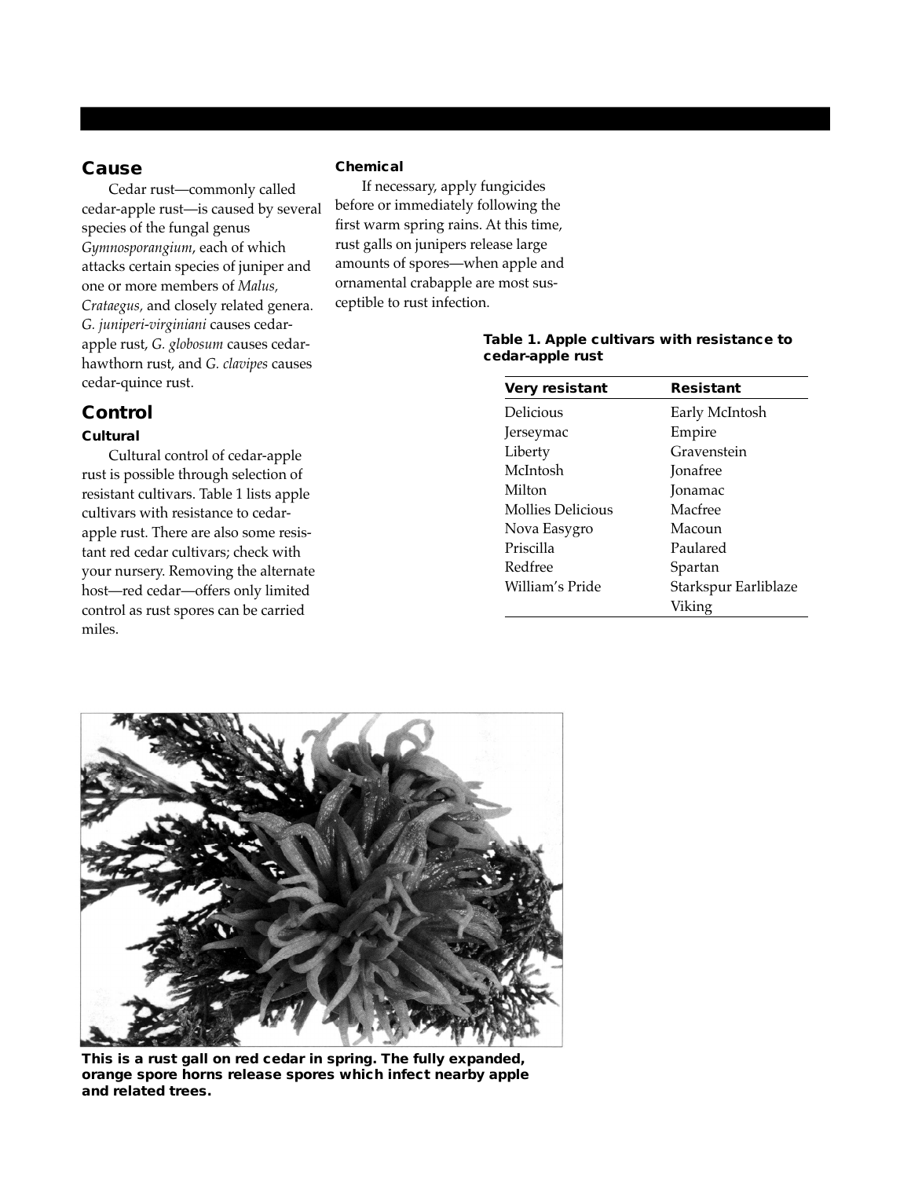## Cause

Cedar rust—commonly called cedar-apple rust—is caused by several species of the fungal genus *Gymnosporangium*, each of which attacks certain species of juniper and one or more members of *Malus, Crataegus,* and closely related genera. *G. juniperi-virginiani* causes cedar-apple rust, *G. globosum* causes cedar-hawthorn rust, and *G. clavipes* causes cedar-quince rust.

## Control

### Cultural

Cultural control of cedar-apple rust is possible through selection of resistant cultivars. Table 1 lists apple cultivars with resistance to cedar-apple rust. There are also some resistant red cedar cultivars; check with your nursery. Removing the alternate host—red cedar—offers only limited control as rust spores can be carried miles.

### Chemical

If necessary, apply fungicides before or immediately following the first warm spring rains. At this time, rust galls on junipers release large amounts of spores—when apple and ornamental crabapple are most susceptible to rust infection.

**Table 1. Apple cultivars with resistance to cedar-apple rust**

| Very resistant | Resistant |
|---|---|
| Delicious | Early McIntosh |
| Jerseymac | Empire |
| Liberty | Gravenstein |
| McIntosh | Jonafree |
| Milton | Jonamac |
| Mollies Delicious | Macfree |
| Nova Easygro | Macoun |
| Priscilla | Paulared |
| Redfree | Spartan |
| William's Pride | Starkspur Earliblaze |
| | Viking |

**This is a rust gall on red cedar in spring. The fully expanded, orange spore horns release spores which infect nearby apple and related trees.**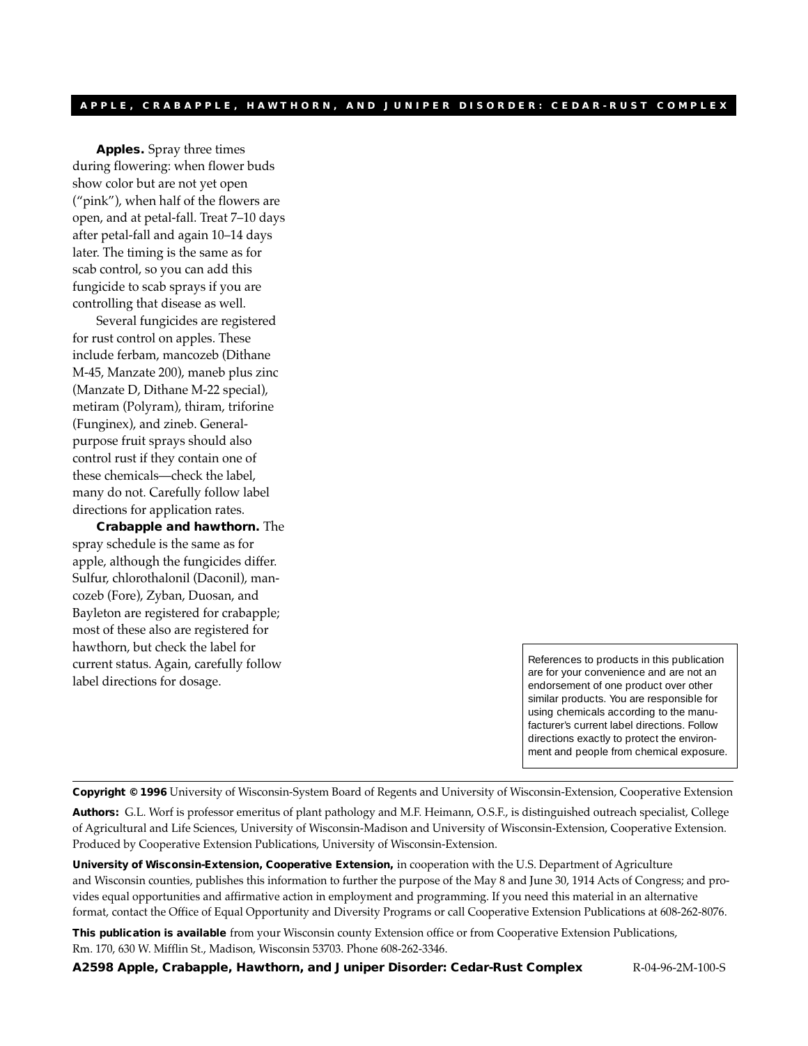**Apples.** Spray three times during flowering: when flower buds show color but are not yet open ("pink"), when half of the flowers are open, and at petal-fall. Treat 7–10 days after petal-fall and again 10–14 days later. The timing is the same as for scab control, so you can add this fungicide to scab sprays if you are controlling that disease as well.

Several fungicides are registered for rust control on apples. These include ferbam, mancozeb (Dithane M-45, Manzate 200), maneb plus zinc (Manzate D, Dithane M-22 special), metiram (Polyram), thiram, triforine (Funginex), and zineb. General-purpose fruit sprays should also control rust if they contain one of these chemicals—check the label, many do not. Carefully follow label directions for application rates.

**Crabapple and hawthorn.** The spray schedule is the same as for apple, although the fungicides differ. Sulfur, chlorothalonil (Daconil), mancozeb (Fore), Zyban, Duosan, and Bayleton are registered for crabapple; most of these also are registered for hawthorn, but check the label for current status. Again, carefully follow label directions for dosage.

References to products in this publication are for your convenience and are not an endorsement of one product over other similar products. You are responsible for using chemicals according to the manufacturer's current label directions. Follow directions exactly to protect the environment and people from chemical exposure.

---

**Copyright © 1996** University of Wisconsin-System Board of Regents and University of Wisconsin-Extension, Cooperative Extension

**Authors:** G.L. Worf is professor emeritus of plant pathology and M.F. Heimann, O.S.F., is distinguished outreach specialist, College of Agricultural and Life Sciences, University of Wisconsin-Madison and University of Wisconsin-Extension, Cooperative Extension. Produced by Cooperative Extension Publications, University of Wisconsin-Extension.

**University of Wisconsin-Extension, Cooperative Extension,** in cooperation with the U.S. Department of Agriculture and Wisconsin counties, publishes this information to further the purpose of the May 8 and June 30, 1914 Acts of Congress; and provides equal opportunities and affirmative action in employment and programming. If you need this material in an alternative format, contact the Office of Equal Opportunity and Diversity Programs or call Cooperative Extension Publications at 608-262-8076.

**This publication is available** from your Wisconsin county Extension office or from Cooperative Extension Publications, Rm. 170, 630 W. Mifflin St., Madison, Wisconsin 53703. Phone 608-262-3346.

**A2598 Apple, Crabapple, Hawthorn, and Juniper Disorder: Cedar-Rust Complex** R-04-96-2M-100-S